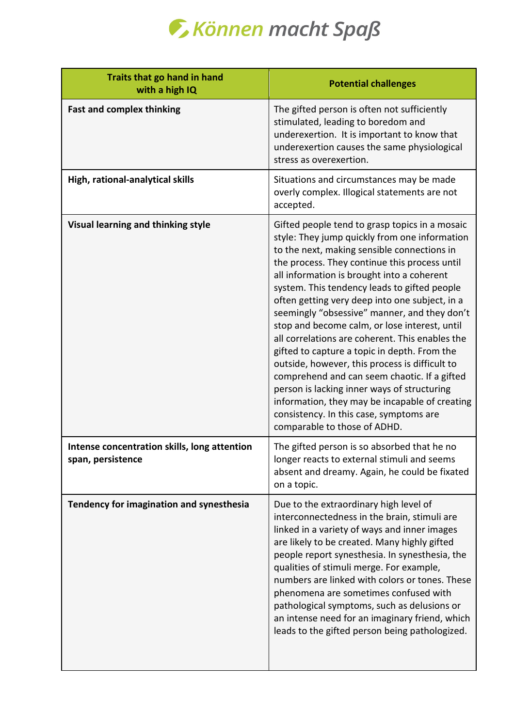# Können macht Spaß

| Traits that go hand in hand with a high IQ | Potential challenges |
| --- | --- |
| **Fast and complex thinking** | The gifted person is often not sufficiently stimulated, leading to boredom and underexertion. It is important to know that underexertion causes the same physiological stress as overexertion. |
| **High, rational-analytical skills** | Situations and circumstances may be made overly complex. Illogical statements are not accepted. |
| **Visual learning and thinking style** | Gifted people tend to grasp topics in a mosaic style: They jump quickly from one information to the next, making sensible connections in the process. They continue this process until all information is brought into a coherent system. This tendency leads to gifted people often getting very deep into one subject, in a seemingly "obsessive" manner, and they don't stop and become calm, or lose interest, until all correlations are coherent. This enables the gifted to capture a topic in depth. From the outside, however, this process is difficult to comprehend and can seem chaotic. If a gifted person is lacking inner ways of structuring information, they may be incapable of creating consistency. In this case, symptoms are comparable to those of ADHD. |
| **Intense concentration skills, long attention span, persistence** | The gifted person is so absorbed that he no longer reacts to external stimuli and seems absent and dreamy. Again, he could be fixated on a topic. |
| **Tendency for imagination and synesthesia** | Due to the extraordinary high level of interconnectedness in the brain, stimuli are linked in a variety of ways and inner images are likely to be created. Many highly gifted people report synesthesia. In synesthesia, the qualities of stimuli merge. For example, numbers are linked with colors or tones. These phenomena are sometimes confused with pathological symptoms, such as delusions or an intense need for an imaginary friend, which leads to the gifted person being pathologized. |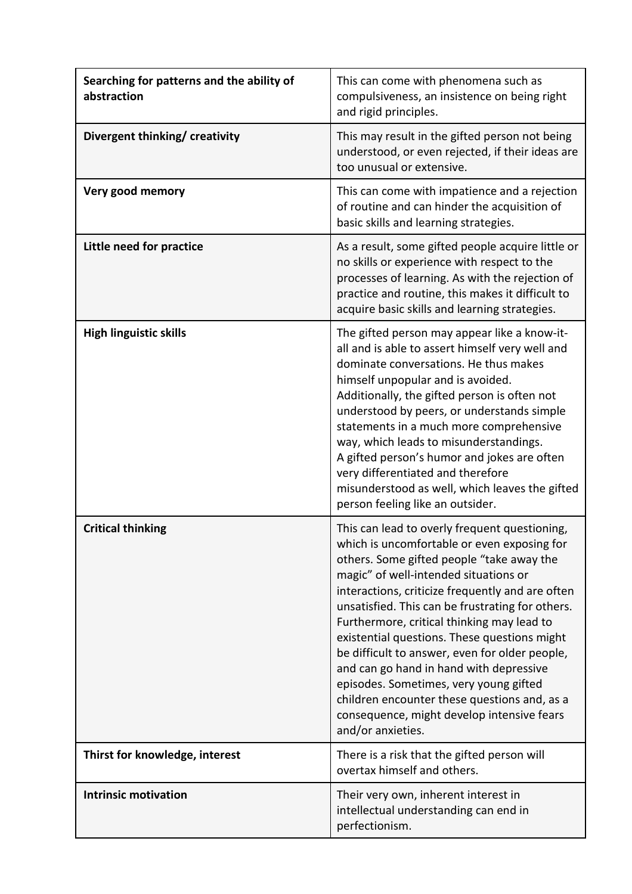| **Searching for patterns and the ability of abstraction** | This can come with phenomena such as compulsiveness, an insistence on being right and rigid principles. |
|---|---|
| **Divergent thinking/ creativity** | This may result in the gifted person not being understood, or even rejected, if their ideas are too unusual or extensive. |
| **Very good memory** | This can come with impatience and a rejection of routine and can hinder the acquisition of basic skills and learning strategies. |
| **Little need for practice** | As a result, some gifted people acquire little or no skills or experience with respect to the processes of learning. As with the rejection of practice and routine, this makes it difficult to acquire basic skills and learning strategies. |
| **High linguistic skills** | The gifted person may appear like a know-it-all and is able to assert himself very well and dominate conversations. He thus makes himself unpopular and is avoided. Additionally, the gifted person is often not understood by peers, or understands simple statements in a much more comprehensive way, which leads to misunderstandings. A gifted person's humor and jokes are often very differentiated and therefore misunderstood as well, which leaves the gifted person feeling like an outsider. |
| **Critical thinking** | This can lead to overly frequent questioning, which is uncomfortable or even exposing for others. Some gifted people "take away the magic" of well-intended situations or interactions, criticize frequently and are often unsatisfied. This can be frustrating for others. Furthermore, critical thinking may lead to existential questions. These questions might be difficult to answer, even for older people, and can go hand in hand with depressive episodes. Sometimes, very young gifted children encounter these questions and, as a consequence, might develop intensive fears and/or anxieties. |
| **Thirst for knowledge, interest** | There is a risk that the gifted person will overtax himself and others. |
| **Intrinsic motivation** | Their very own, inherent interest in intellectual understanding can end in perfectionism. |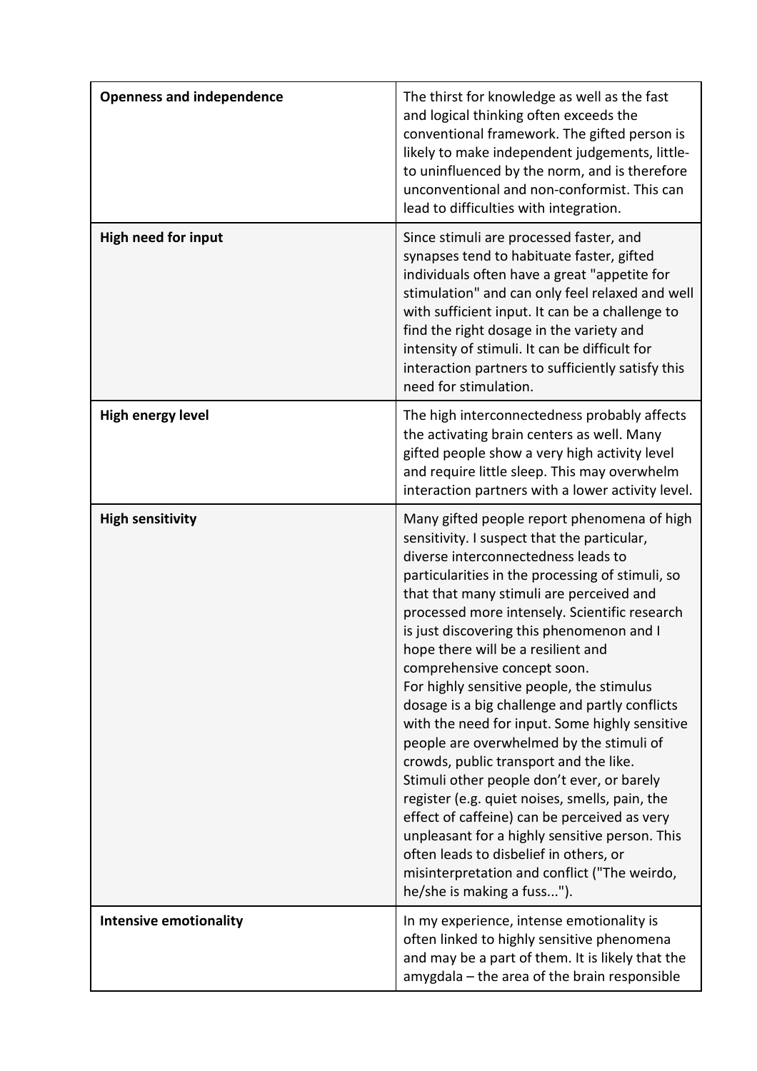| **Openness and independence** | The thirst for knowledge as well as the fast and logical thinking often exceeds the conventional framework. The gifted person is likely to make independent judgements, little- to uninfluenced by the norm, and is therefore unconventional and non-conformist. This can lead to difficulties with integration. |
|---|---|
| **High need for input** | Since stimuli are processed faster, and synapses tend to habituate faster, gifted individuals often have a great "appetite for stimulation" and can only feel relaxed and well with sufficient input. It can be a challenge to find the right dosage in the variety and intensity of stimuli. It can be difficult for interaction partners to sufficiently satisfy this need for stimulation. |
| **High energy level** | The high interconnectedness probably affects the activating brain centers as well. Many gifted people show a very high activity level and require little sleep. This may overwhelm interaction partners with a lower activity level. |
| **High sensitivity** | Many gifted people report phenomena of high sensitivity. I suspect that the particular, diverse interconnectedness leads to particularities in the processing of stimuli, so that that many stimuli are perceived and processed more intensely. Scientific research is just discovering this phenomenon and I hope there will be a resilient and comprehensive concept soon.<br>For highly sensitive people, the stimulus dosage is a big challenge and partly conflicts with the need for input. Some highly sensitive people are overwhelmed by the stimuli of crowds, public transport and the like.<br>Stimuli other people don't ever, or barely register (e.g. quiet noises, smells, pain, the effect of caffeine) can be perceived as very unpleasant for a highly sensitive person. This often leads to disbelief in others, or misinterpretation and conflict ("The weirdo, he/she is making a fuss..."). |
| **Intensive emotionality** | In my experience, intense emotionality is often linked to highly sensitive phenomena and may be a part of them. It is likely that the amygdala – the area of the brain responsible |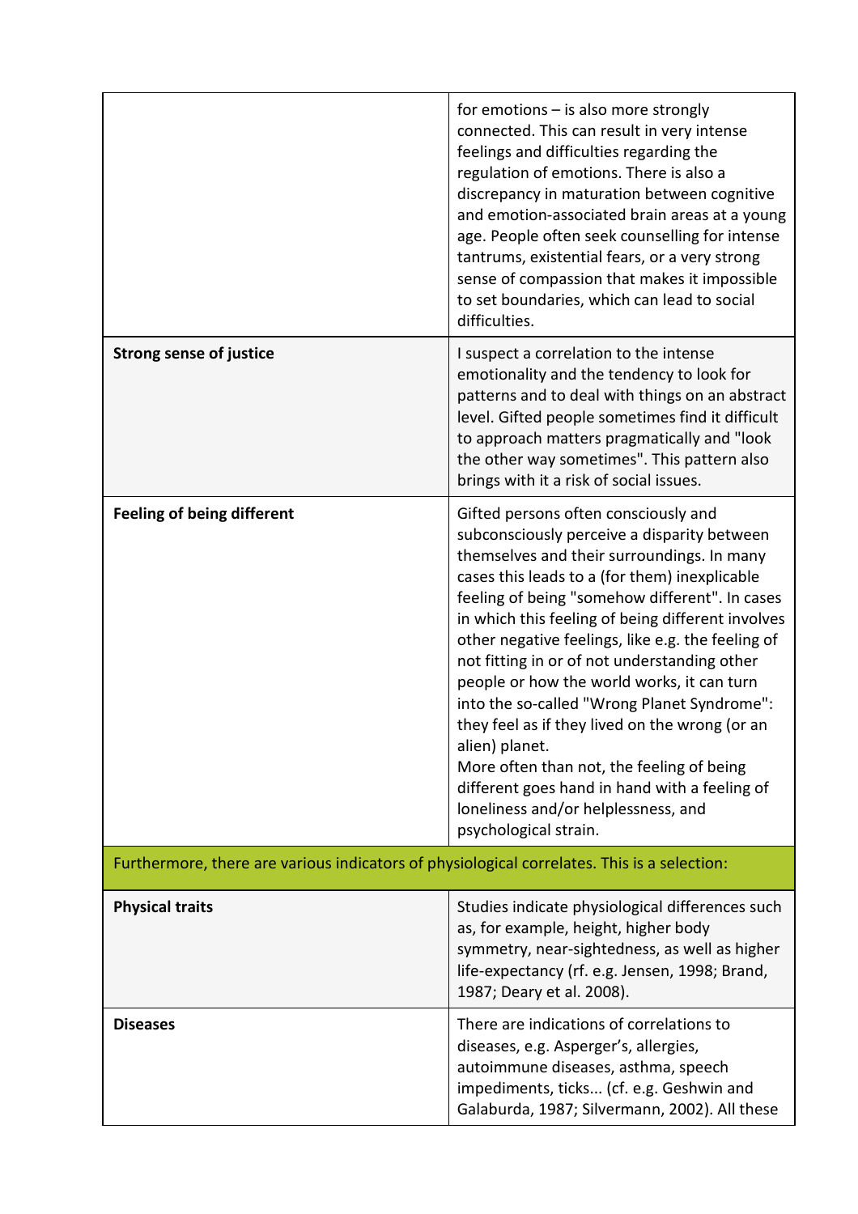| | |
|---|---|
| | for emotions – is also more strongly connected. This can result in very intense feelings and difficulties regarding the regulation of emotions. There is also a discrepancy in maturation between cognitive and emotion-associated brain areas at a young age. People often seek counselling for intense tantrums, existential fears, or a very strong sense of compassion that makes it impossible to set boundaries, which can lead to social difficulties. |
| **Strong sense of justice** | I suspect a correlation to the intense emotionality and the tendency to look for patterns and to deal with things on an abstract level. Gifted people sometimes find it difficult to approach matters pragmatically and "look the other way sometimes". This pattern also brings with it a risk of social issues. |
| **Feeling of being different** | Gifted persons often consciously and subconsciously perceive a disparity between themselves and their surroundings. In many cases this leads to a (for them) inexplicable feeling of being "somehow different". In cases in which this feeling of being different involves other negative feelings, like e.g. the feeling of not fitting in or of not understanding other people or how the world works, it can turn into the so-called "Wrong Planet Syndrome": they feel as if they lived on the wrong (or an alien) planet.<br>More often than not, the feeling of being different goes hand in hand with a feeling of loneliness and/or helplessness, and psychological strain. |
| Furthermore, there are various indicators of physiological correlates. This is a selection: | |
| **Physical traits** | Studies indicate physiological differences such as, for example, height, higher body symmetry, near-sightedness, as well as higher life-expectancy (rf. e.g. Jensen, 1998; Brand, 1987; Deary et al. 2008). |
| **Diseases** | There are indications of correlations to diseases, e.g. Asperger's, allergies, autoimmune diseases, asthma, speech impediments, ticks... (cf. e.g. Geshwin and Galaburda, 1987; Silvermann, 2002). All these |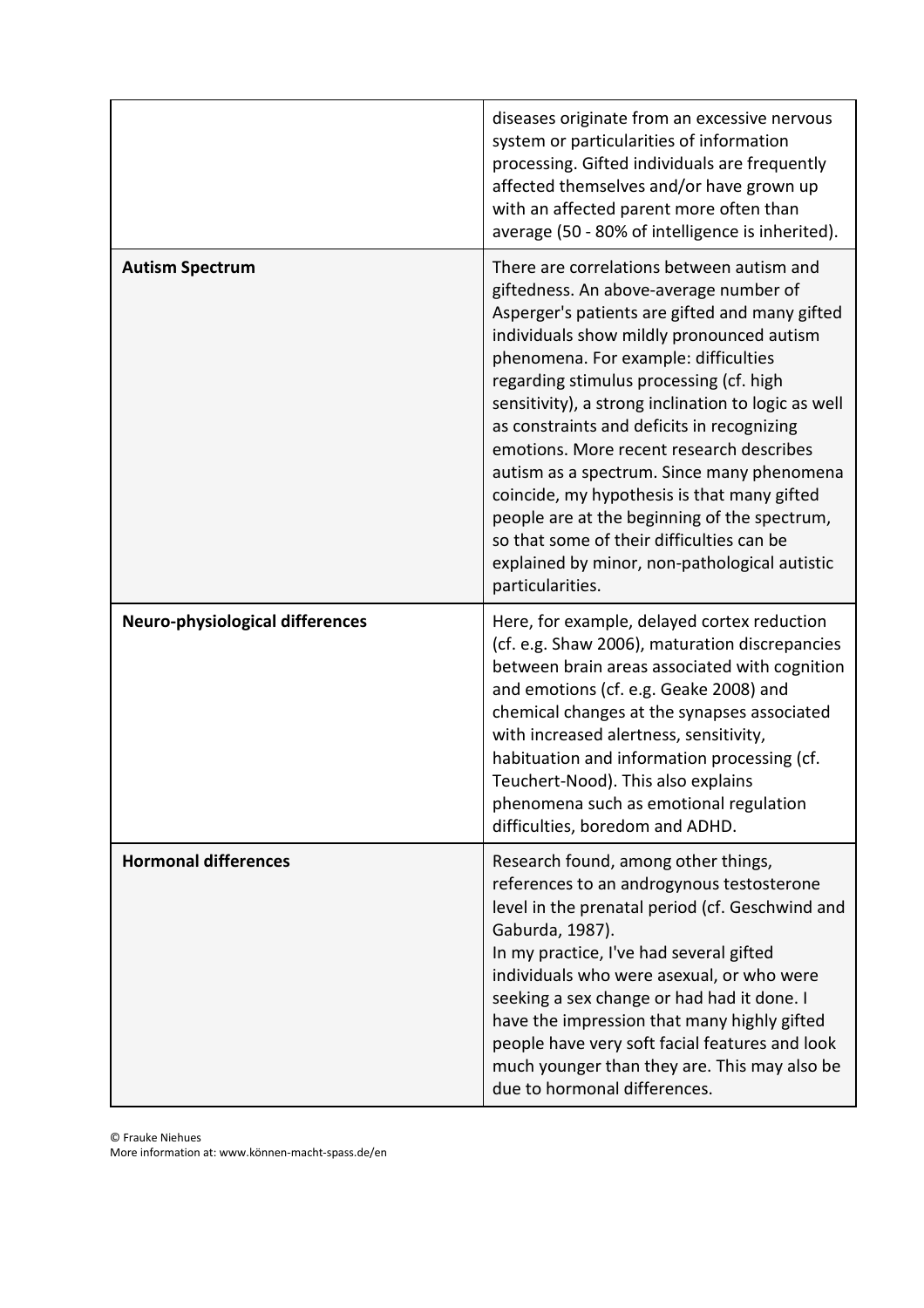| | |
|---|---|
| | diseases originate from an excessive nervous system or particularities of information processing. Gifted individuals are frequently affected themselves and/or have grown up with an affected parent more often than average (50 - 80% of intelligence is inherited). |
| **Autism Spectrum** | There are correlations between autism and giftedness. An above-average number of Asperger's patients are gifted and many gifted individuals show mildly pronounced autism phenomena. For example: difficulties regarding stimulus processing (cf. high sensitivity), a strong inclination to logic as well as constraints and deficits in recognizing emotions. More recent research describes autism as a spectrum. Since many phenomena coincide, my hypothesis is that many gifted people are at the beginning of the spectrum, so that some of their difficulties can be explained by minor, non-pathological autistic particularities. |
| **Neuro-physiological differences** | Here, for example, delayed cortex reduction (cf. e.g. Shaw 2006), maturation discrepancies between brain areas associated with cognition and emotions (cf. e.g. Geake 2008) and chemical changes at the synapses associated with increased alertness, sensitivity, habituation and information processing (cf. Teuchert-Nood). This also explains phenomena such as emotional regulation difficulties, boredom and ADHD. |
| **Hormonal differences** | Research found, among other things, references to an androgynous testosterone level in the prenatal period (cf. Geschwind and Gaburda, 1987).<br>In my practice, I've had several gifted individuals who were asexual, or who were seeking a sex change or had had it done. I have the impression that many highly gifted people have very soft facial features and look much younger than they are. This may also be due to hormonal differences. |

© Frauke Niehues
More information at: www.können-macht-spass.de/en